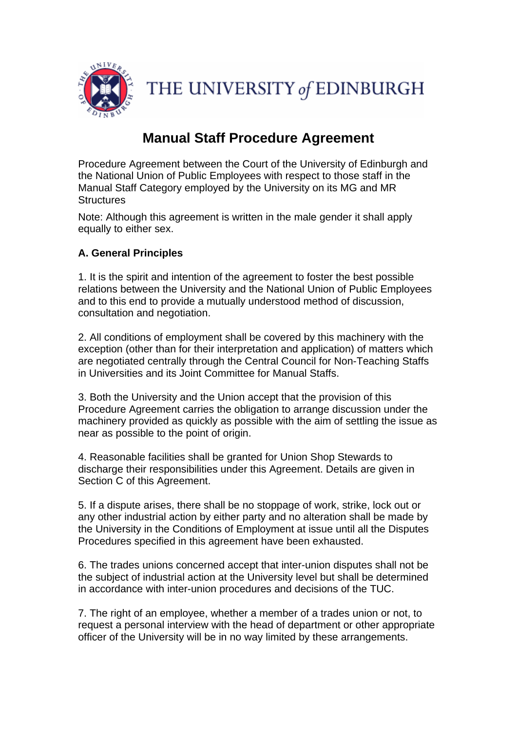THE UNIVERSITY of EDINBURGH

# Manual Staff Procedure Agreement

Procedure Agreement between the Court of the University of Edinburgh and the National Union of Public Employees with respect to those staff in the Manual Staff Category employed by the University on its MG and MR Structures

Note: Although this agreement is written in the male gender it shall apply equally to either sex.

### A. General Principles

1. It is the spirit and intention of the agreement to foster the best possible relations between the University and the National Union of Public Employees and to this end to provide a mutually understood method of discussion, consultation and negotiation.

2. All conditions of employment shall be covered by this machinery with the exception (other than for their interpretation and application) of matters which are negotiated centrally through the Central Council for Non-Teaching Staffs in Universities and its Joint Committee for Manual Staffs.

3. Both the University and the Union accept that the provision of this Procedure Agreement carries the obligation to arrange discussion under the machinery provided as quickly as possible with the aim of settling the issue as near as possible to the point of origin.

4. Reasonable facilities shall be granted for Union Shop Stewards to discharge their responsibilities under this Agreement. Details are given in Section C of this Agreement.

5. If a dispute arises, there shall be no stoppage of work, strike, lock out or any other industrial action by either party and no alteration shall be made by the University in the Conditions of Employment at issue until all the Disputes Procedures specified in this agreement have been exhausted.

6. The trades unions concerned accept that inter-union disputes shall not be the subject of industrial action at the University level but shall be determined in accordance with inter-union procedures and decisions of the TUC.

7. The right of an employee, whether a member of a trades union or not, to request a personal interview with the head of department or other appropriate officer of the University will be in no way limited by these arrangements.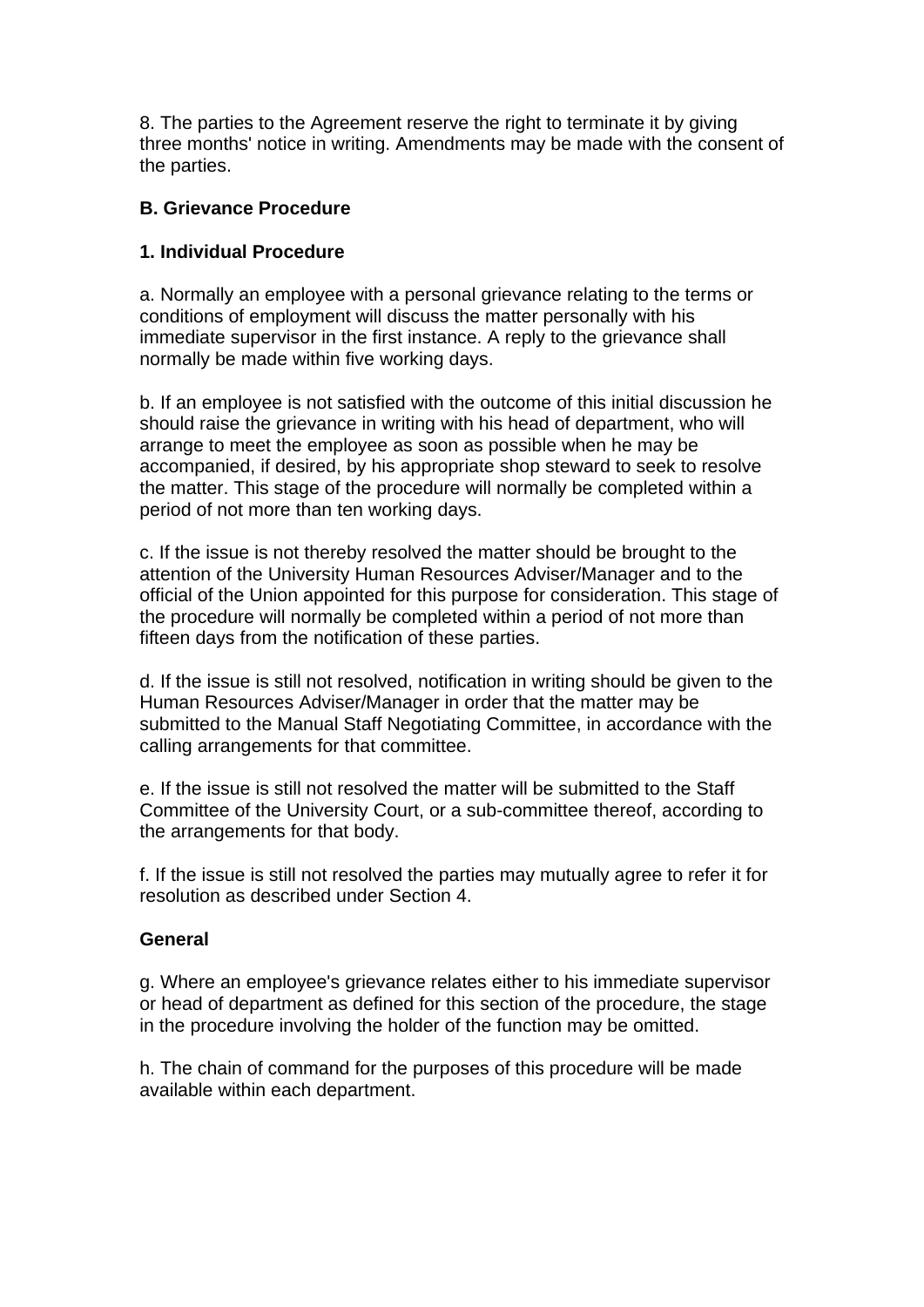8. The parties to the Agreement reserve the right to terminate it by giving three months' notice in writing. Amendments may be made with the consent of the parties.

## B. Grievance Procedure

### 1. Individual Procedure

a. Normally an employee with a personal grievance relating to the terms or conditions of employment will discuss the matter personally with his immediate supervisor in the first instance. A reply to the grievance shall normally be made within five working days.

b. If an employee is not satisfied with the outcome of this initial discussion he should raise the grievance in writing with his head of department, who will arrange to meet the employee as soon as possible when he may be accompanied, if desired, by his appropriate shop steward to seek to resolve the matter. This stage of the procedure will normally be completed within a period of not more than ten working days.

c. If the issue is not thereby resolved the matter should be brought to the attention of the University Human Resources Adviser/Manager and to the official of the Union appointed for this purpose for consideration. This stage of the procedure will normally be completed within a period of not more than fifteen days from the notification of these parties.

d. If the issue is still not resolved, notification in writing should be given to the Human Resources Adviser/Manager in order that the matter may be submitted to the Manual Staff Negotiating Committee, in accordance with the calling arrangements for that committee.

e. If the issue is still not resolved the matter will be submitted to the Staff Committee of the University Court, or a sub-committee thereof, according to the arrangements for that body.

f. If the issue is still not resolved the parties may mutually agree to refer it for resolution as described under Section 4.

### General

g. Where an employee's grievance relates either to his immediate supervisor or head of department as defined for this section of the procedure, the stage in the procedure involving the holder of the function may be omitted.

h. The chain of command for the purposes of this procedure will be made available within each department.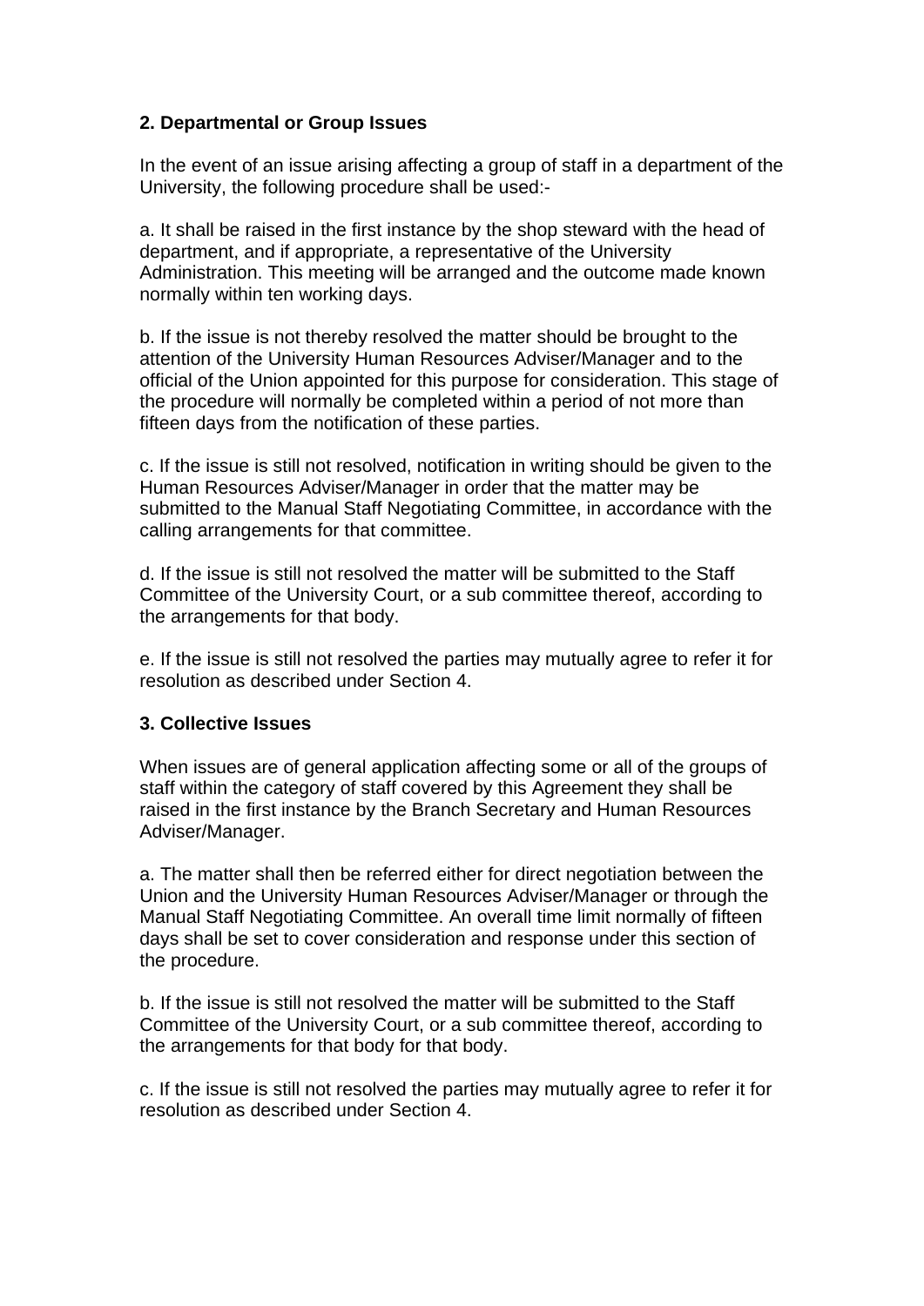**2. Departmental or Group Issues**

In the event of an issue arising affecting a group of staff in a department of the University, the following procedure shall be used:-

a. It shall be raised in the first instance by the shop steward with the head of department, and if appropriate, a representative of the University Administration. This meeting will be arranged and the outcome made known normally within ten working days.

b. If the issue is not thereby resolved the matter should be brought to the attention of the University Human Resources Adviser/Manager and to the official of the Union appointed for this purpose for consideration. This stage of the procedure will normally be completed within a period of not more than fifteen days from the notification of these parties.

c. If the issue is still not resolved, notification in writing should be given to the Human Resources Adviser/Manager in order that the matter may be submitted to the Manual Staff Negotiating Committee, in accordance with the calling arrangements for that committee.

d. If the issue is still not resolved the matter will be submitted to the Staff Committee of the University Court, or a sub committee thereof, according to the arrangements for that body.

e. If the issue is still not resolved the parties may mutually agree to refer it for resolution as described under Section 4.

**3. Collective Issues**

When issues are of general application affecting some or all of the groups of staff within the category of staff covered by this Agreement they shall be raised in the first instance by the Branch Secretary and Human Resources Adviser/Manager.

a. The matter shall then be referred either for direct negotiation between the Union and the University Human Resources Adviser/Manager or through the Manual Staff Negotiating Committee. An overall time limit normally of fifteen days shall be set to cover consideration and response under this section of the procedure.

b. If the issue is still not resolved the matter will be submitted to the Staff Committee of the University Court, or a sub committee thereof, according to the arrangements for that body for that body.

c. If the issue is still not resolved the parties may mutually agree to refer it for resolution as described under Section 4.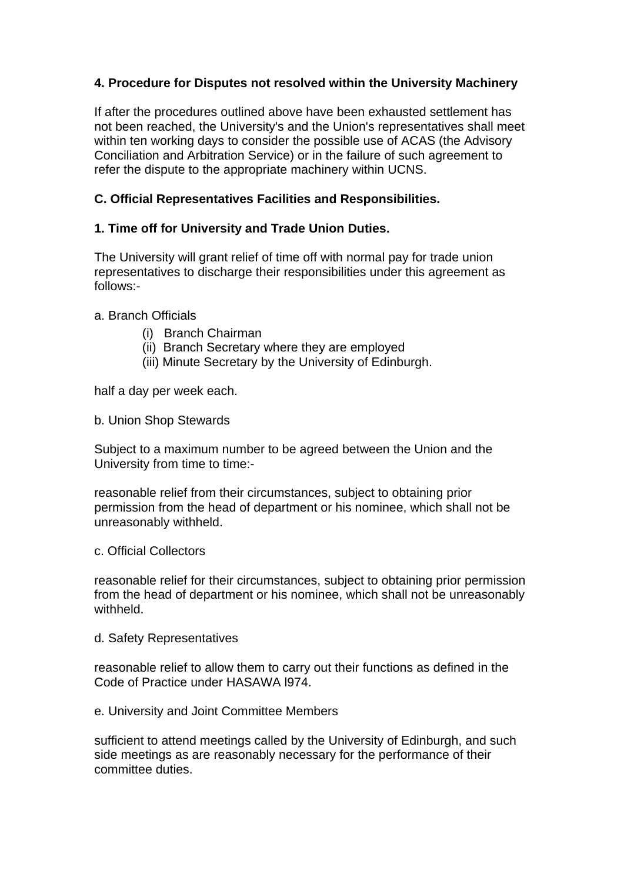**4. Procedure for Disputes not resolved within the University Machinery**

If after the procedures outlined above have been exhausted settlement has not been reached, the University's and the Union's representatives shall meet within ten working days to consider the possible use of ACAS (the Advisory Conciliation and Arbitration Service) or in the failure of such agreement to refer the dispute to the appropriate machinery within UCNS.

**C. Official Representatives Facilities and Responsibilities.**

**1. Time off for University and Trade Union Duties.**

The University will grant relief of time off with normal pay for trade union representatives to discharge their responsibilities under this agreement as follows:-

a. Branch Officials

(i) Branch Chairman
(ii) Branch Secretary where they are employed
(iii) Minute Secretary by the University of Edinburgh.

half a day per week each.

b. Union Shop Stewards

Subject to a maximum number to be agreed between the Union and the University from time to time:-

reasonable relief from their circumstances, subject to obtaining prior permission from the head of department or his nominee, which shall not be unreasonably withheld.

c. Official Collectors

reasonable relief for their circumstances, subject to obtaining prior permission from the head of department or his nominee, which shall not be unreasonably withheld.

d. Safety Representatives

reasonable relief to allow them to carry out their functions as defined in the Code of Practice under HASAWA l974.

e. University and Joint Committee Members

sufficient to attend meetings called by the University of Edinburgh, and such side meetings as are reasonably necessary for the performance of their committee duties.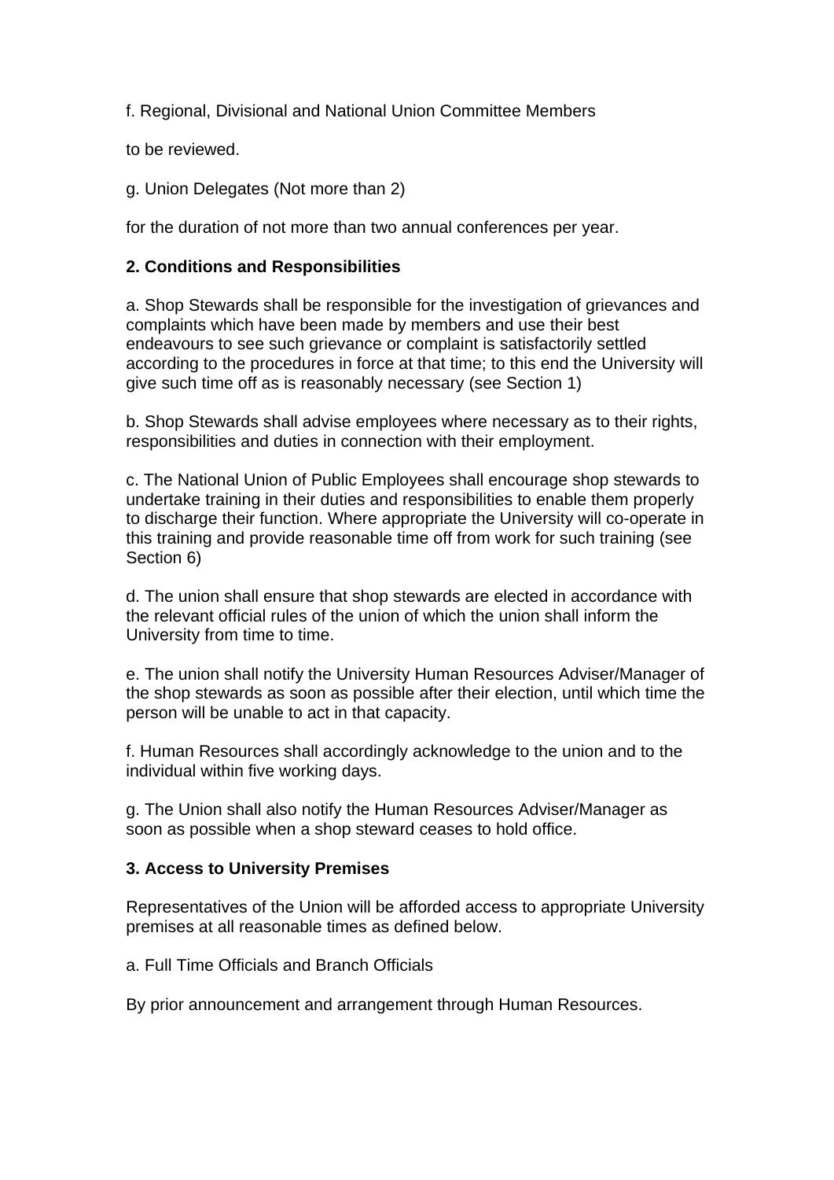f. Regional, Divisional and National Union Committee Members

to be reviewed.

g. Union Delegates (Not more than 2)

for the duration of not more than two annual conferences per year.

**2. Conditions and Responsibilities**

a. Shop Stewards shall be responsible for the investigation of grievances and complaints which have been made by members and use their best endeavours to see such grievance or complaint is satisfactorily settled according to the procedures in force at that time; to this end the University will give such time off as is reasonably necessary (see Section 1)

b. Shop Stewards shall advise employees where necessary as to their rights, responsibilities and duties in connection with their employment.

c. The National Union of Public Employees shall encourage shop stewards to undertake training in their duties and responsibilities to enable them properly to discharge their function. Where appropriate the University will co-operate in this training and provide reasonable time off from work for such training (see Section 6)

d. The union shall ensure that shop stewards are elected in accordance with the relevant official rules of the union of which the union shall inform the University from time to time.

e. The union shall notify the University Human Resources Adviser/Manager of the shop stewards as soon as possible after their election, until which time the person will be unable to act in that capacity.

f. Human Resources shall accordingly acknowledge to the union and to the individual within five working days.

g. The Union shall also notify the Human Resources Adviser/Manager as soon as possible when a shop steward ceases to hold office.

**3. Access to University Premises**

Representatives of the Union will be afforded access to appropriate University premises at all reasonable times as defined below.

a. Full Time Officials and Branch Officials

By prior announcement and arrangement through Human Resources.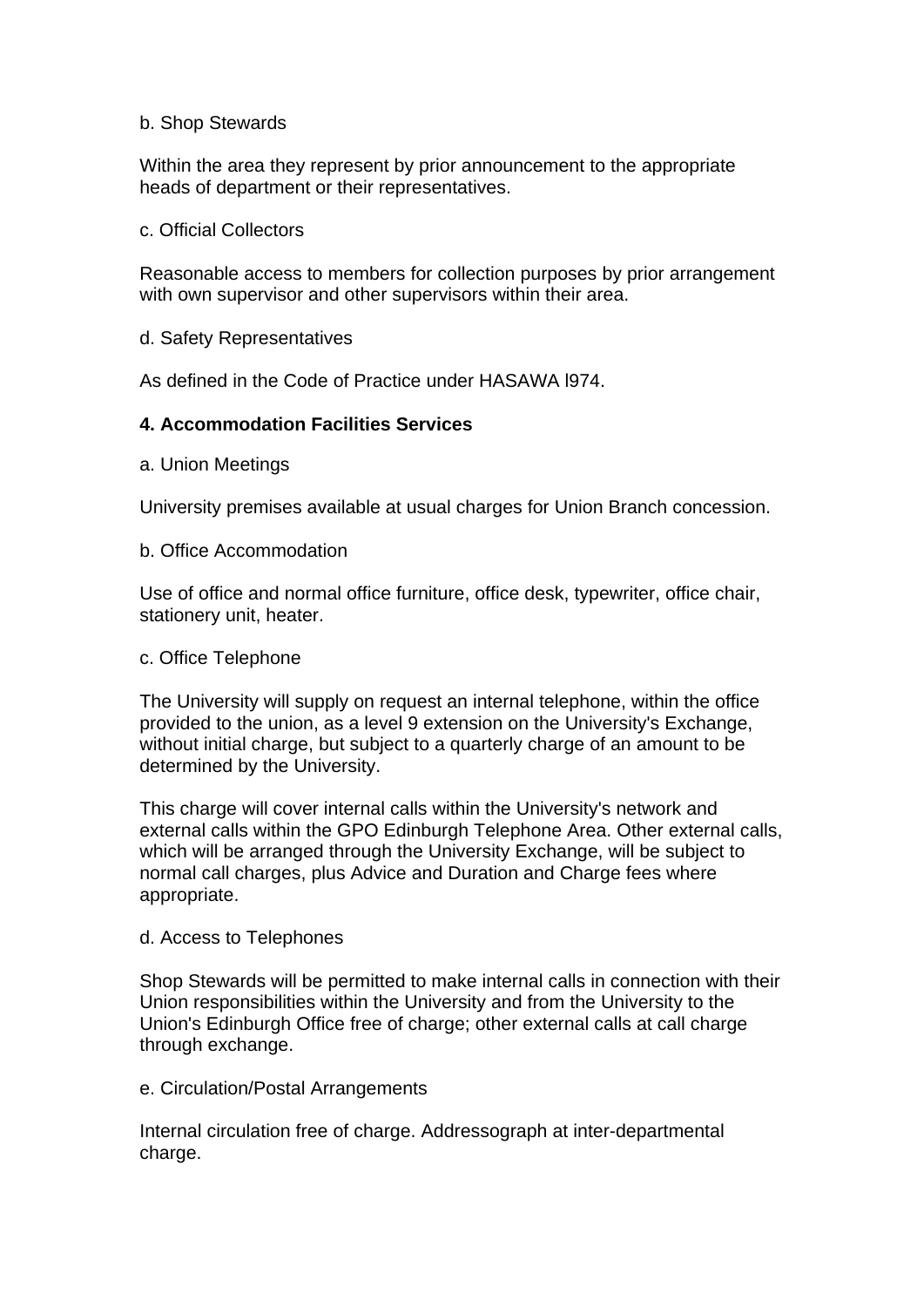b. Shop Stewards

Within the area they represent by prior announcement to the appropriate heads of department or their representatives.

c. Official Collectors

Reasonable access to members for collection purposes by prior arrangement with own supervisor and other supervisors within their area.

d. Safety Representatives

As defined in the Code of Practice under HASAWA l974.

**4. Accommodation Facilities Services**

a. Union Meetings

University premises available at usual charges for Union Branch concession.

b. Office Accommodation

Use of office and normal office furniture, office desk, typewriter, office chair, stationery unit, heater.

c. Office Telephone

The University will supply on request an internal telephone, within the office provided to the union, as a level 9 extension on the University's Exchange, without initial charge, but subject to a quarterly charge of an amount to be determined by the University.

This charge will cover internal calls within the University's network and external calls within the GPO Edinburgh Telephone Area. Other external calls, which will be arranged through the University Exchange, will be subject to normal call charges, plus Advice and Duration and Charge fees where appropriate.

d. Access to Telephones

Shop Stewards will be permitted to make internal calls in connection with their Union responsibilities within the University and from the University to the Union's Edinburgh Office free of charge; other external calls at call charge through exchange.

e. Circulation/Postal Arrangements

Internal circulation free of charge. Addressograph at inter-departmental charge.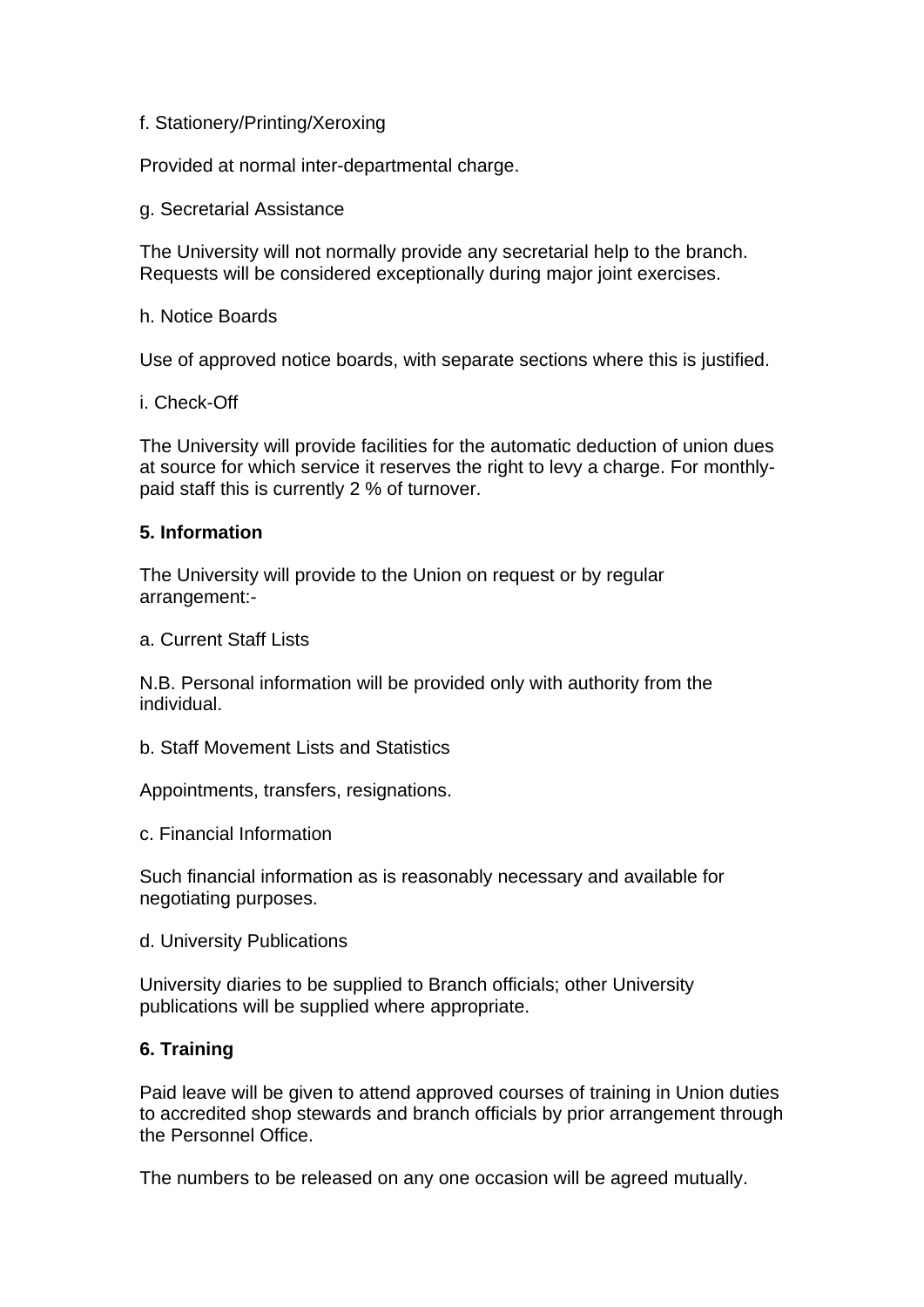f. Stationery/Printing/Xeroxing

Provided at normal inter-departmental charge.

g. Secretarial Assistance

The University will not normally provide any secretarial help to the branch. Requests will be considered exceptionally during major joint exercises.

h. Notice Boards

Use of approved notice boards, with separate sections where this is justified.

i. Check-Off

The University will provide facilities for the automatic deduction of union dues at source for which service it reserves the right to levy a charge. For monthly-paid staff this is currently 2 % of turnover.

**5. Information**

The University will provide to the Union on request or by regular arrangement:-

a. Current Staff Lists

N.B. Personal information will be provided only with authority from the individual.

b. Staff Movement Lists and Statistics

Appointments, transfers, resignations.

c. Financial Information

Such financial information as is reasonably necessary and available for negotiating purposes.

d. University Publications

University diaries to be supplied to Branch officials; other University publications will be supplied where appropriate.

**6. Training**

Paid leave will be given to attend approved courses of training in Union duties to accredited shop stewards and branch officials by prior arrangement through the Personnel Office.

The numbers to be released on any one occasion will be agreed mutually.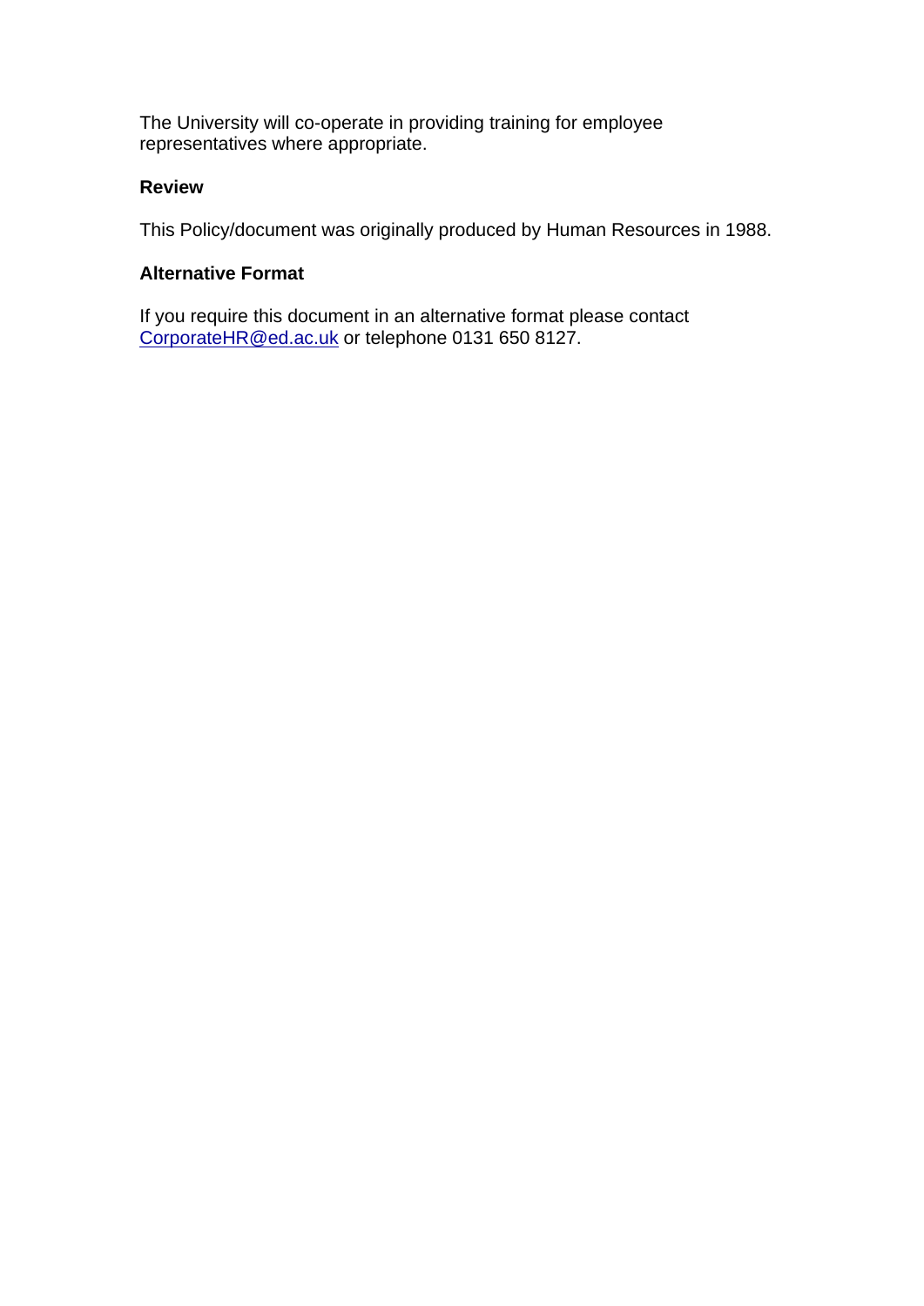The University will co-operate in providing training for employee representatives where appropriate.

**Review**

This Policy/document was originally produced by Human Resources in 1988.

**Alternative Format**

If you require this document in an alternative format please contact CorporateHR@ed.ac.uk or telephone 0131 650 8127.